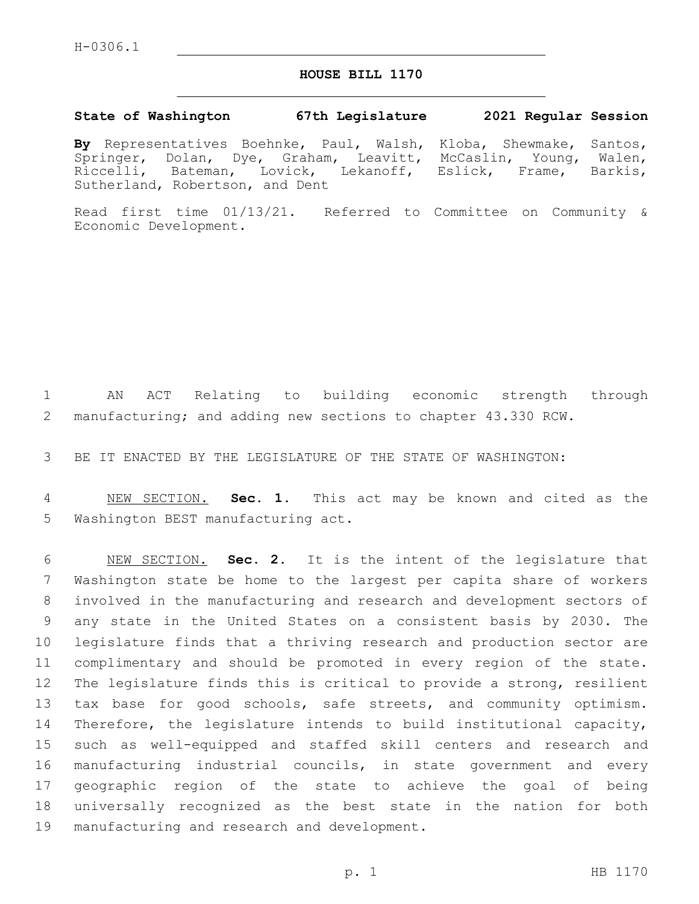H-0306.1

# HOUSE BILL 1170

**State of Washington 67th Legislature 2021 Regular Session**

**By** Representatives Boehnke, Paul, Walsh, Kloba, Shewmake, Santos, Springer, Dolan, Dye, Graham, Leavitt, McCaslin, Young, Walen, Riccelli, Bateman, Lovick, Lekanoff, Eslick, Frame, Barkis, Sutherland, Robertson, and Dent

Read first time 01/13/21. Referred to Committee on Community & Economic Development.

AN ACT Relating to building economic strength through manufacturing; and adding new sections to chapter 43.330 RCW.

BE IT ENACTED BY THE LEGISLATURE OF THE STATE OF WASHINGTON:

NEW SECTION. **Sec. 1.** This act may be known and cited as the Washington BEST manufacturing act.

NEW SECTION. **Sec. 2.** It is the intent of the legislature that Washington state be home to the largest per capita share of workers involved in the manufacturing and research and development sectors of any state in the United States on a consistent basis by 2030. The legislature finds that a thriving research and production sector are complimentary and should be promoted in every region of the state. The legislature finds this is critical to provide a strong, resilient tax base for good schools, safe streets, and community optimism. Therefore, the legislature intends to build institutional capacity, such as well-equipped and staffed skill centers and research and manufacturing industrial councils, in state government and every geographic region of the state to achieve the goal of being universally recognized as the best state in the nation for both manufacturing and research and development.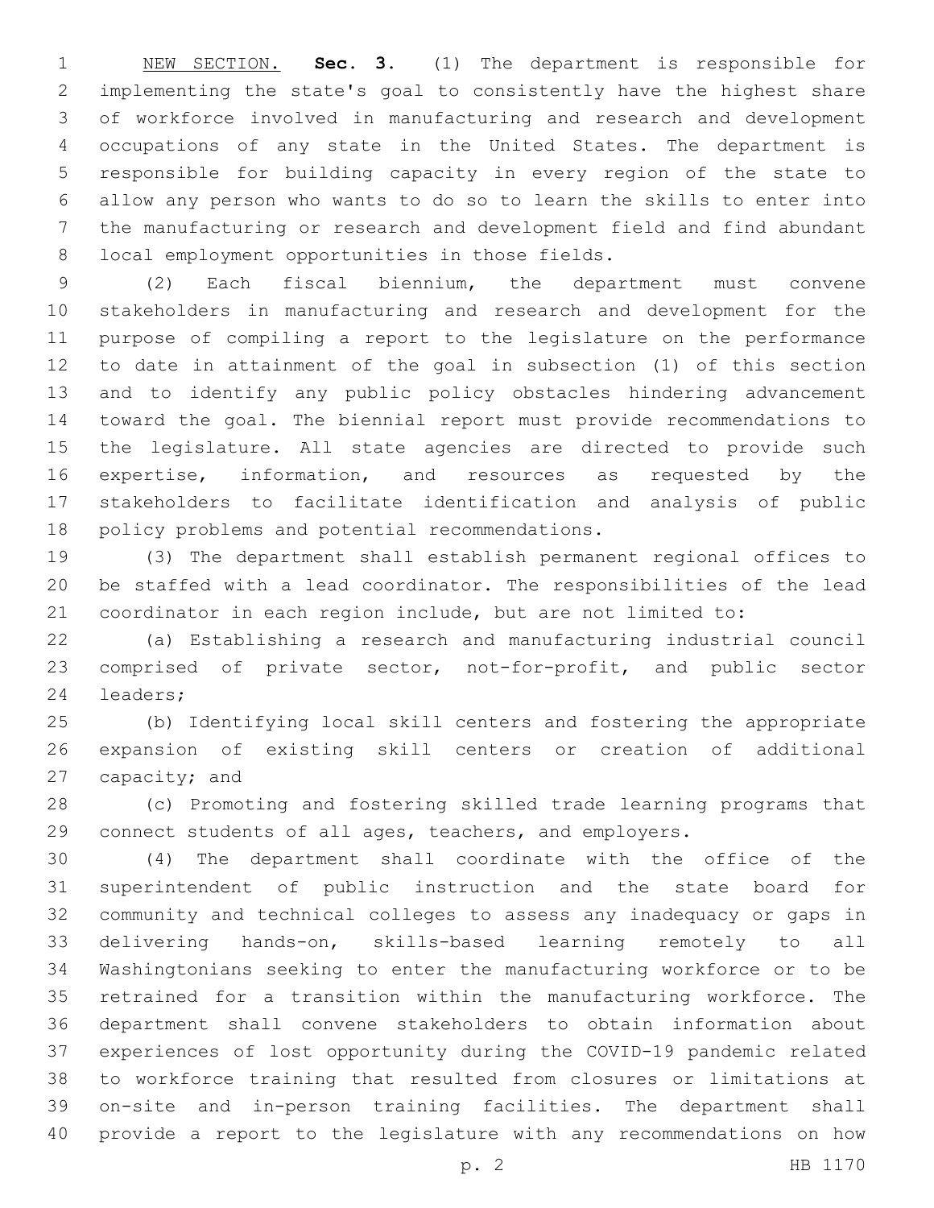NEW SECTION. **Sec. 3.** (1) The department is responsible for implementing the state's goal to consistently have the highest share of workforce involved in manufacturing and research and development occupations of any state in the United States. The department is responsible for building capacity in every region of the state to allow any person who wants to do so to learn the skills to enter into the manufacturing or research and development field and find abundant local employment opportunities in those fields.

(2) Each fiscal biennium, the department must convene stakeholders in manufacturing and research and development for the purpose of compiling a report to the legislature on the performance to date in attainment of the goal in subsection (1) of this section and to identify any public policy obstacles hindering advancement toward the goal. The biennial report must provide recommendations to the legislature. All state agencies are directed to provide such expertise, information, and resources as requested by the stakeholders to facilitate identification and analysis of public policy problems and potential recommendations.

(3) The department shall establish permanent regional offices to be staffed with a lead coordinator. The responsibilities of the lead coordinator in each region include, but are not limited to:

(a) Establishing a research and manufacturing industrial council comprised of private sector, not-for-profit, and public sector leaders;

(b) Identifying local skill centers and fostering the appropriate expansion of existing skill centers or creation of additional capacity; and

(c) Promoting and fostering skilled trade learning programs that connect students of all ages, teachers, and employers.

(4) The department shall coordinate with the office of the superintendent of public instruction and the state board for community and technical colleges to assess any inadequacy or gaps in delivering hands-on, skills-based learning remotely to all Washingtonians seeking to enter the manufacturing workforce or to be retrained for a transition within the manufacturing workforce. The department shall convene stakeholders to obtain information about experiences of lost opportunity during the COVID-19 pandemic related to workforce training that resulted from closures or limitations at on-site and in-person training facilities. The department shall provide a report to the legislature with any recommendations on how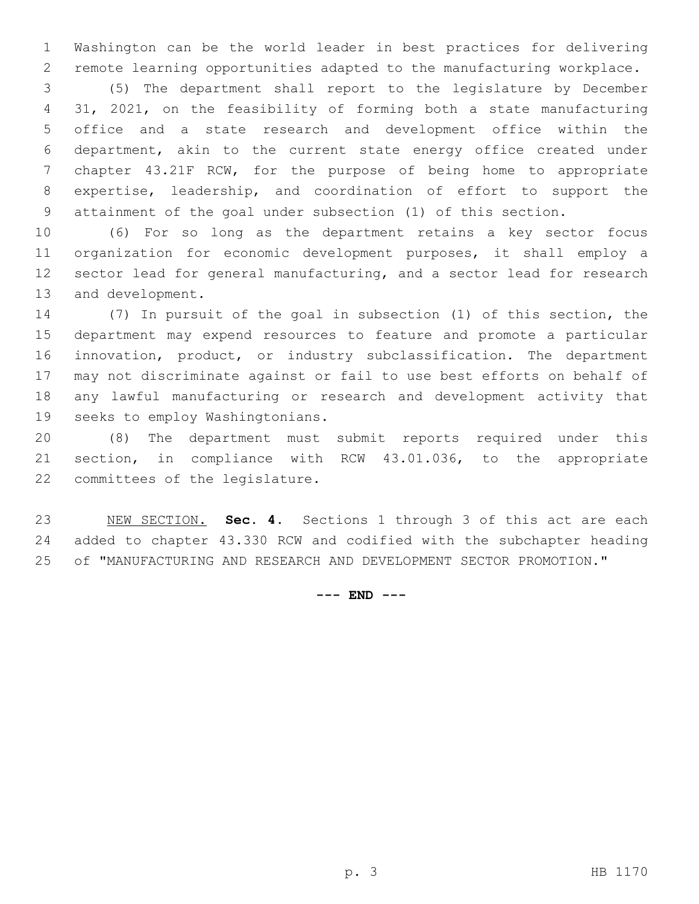Washington can be the world leader in best practices for delivering remote learning opportunities adapted to the manufacturing workplace.

(5) The department shall report to the legislature by December 31, 2021, on the feasibility of forming both a state manufacturing office and a state research and development office within the department, akin to the current state energy office created under chapter 43.21F RCW, for the purpose of being home to appropriate expertise, leadership, and coordination of effort to support the attainment of the goal under subsection (1) of this section.

(6) For so long as the department retains a key sector focus organization for economic development purposes, it shall employ a sector lead for general manufacturing, and a sector lead for research and development.

(7) In pursuit of the goal in subsection (1) of this section, the department may expend resources to feature and promote a particular innovation, product, or industry subclassification. The department may not discriminate against or fail to use best efforts on behalf of any lawful manufacturing or research and development activity that seeks to employ Washingtonians.

(8) The department must submit reports required under this section, in compliance with RCW 43.01.036, to the appropriate committees of the legislature.

NEW SECTION. **Sec. 4.** Sections 1 through 3 of this act are each added to chapter 43.330 RCW and codified with the subchapter heading of "MANUFACTURING AND RESEARCH AND DEVELOPMENT SECTOR PROMOTION."

**--- END ---**